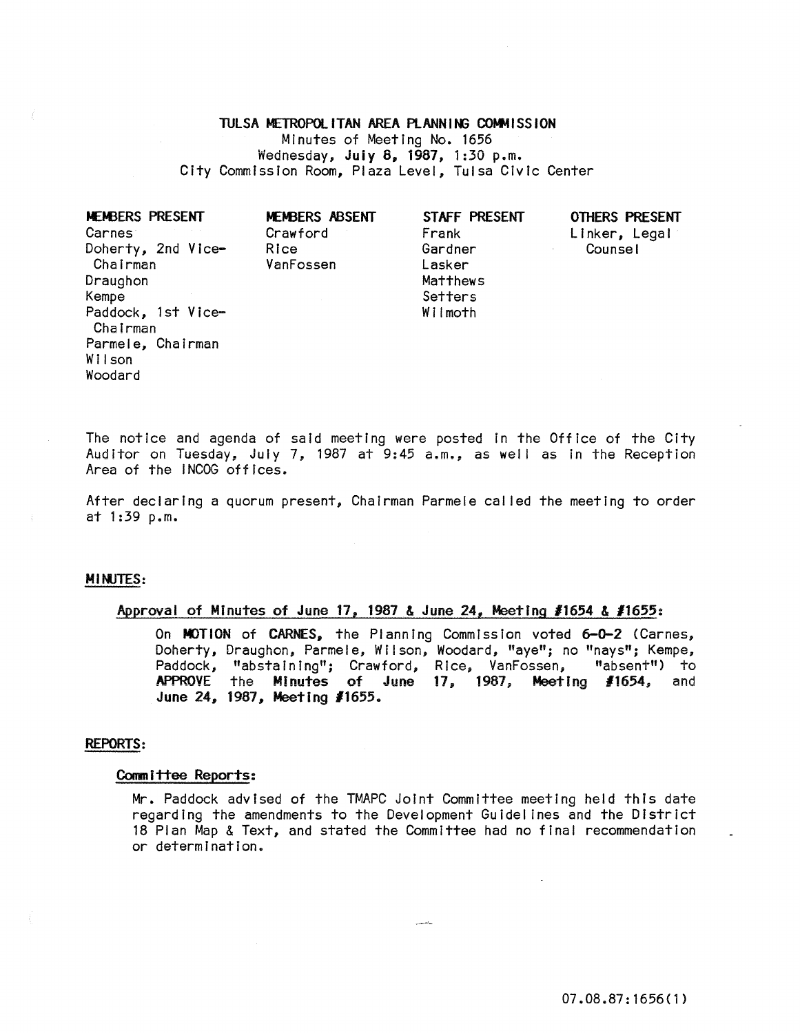# TULSA METROPOLITAN AREA PLANNING COMMISSION

Minutes of Meeting No. 1656
Wednesday, **July 8, 1987**, 1:30 p.m.
City Commission Room, Plaza Level, Tulsa Civic Center

| MEMBERS PRESENT | MEMBERS ABSENT | STAFF PRESENT | OTHERS PRESENT |
|---|---|---|---|
| Carnes | Crawford | Frank | Linker, Legal Counsel |
| Doherty, 2nd Vice-Chairman | Rice | Gardner | |
| Draughon | VanFossen | Lasker | |
| Kempe | | Matthews | |
| Paddock, 1st Vice-Chairman | | Setters | |
| Parmele, Chairman | | Wilmoth | |
| Wilson | | | |
| Woodard | | | |

The notice and agenda of said meeting were posted in the Office of the City Auditor on Tuesday, July 7, 1987 at 9:45 a.m., as well as in the Reception Area of the INCOG offices.

After declaring a quorum present, Chairman Parmele called the meeting to order at 1:39 p.m.

## MINUTES:

### Approval of Minutes of June 17, 1987 & June 24, Meeting #1654 & #1655:

On **MOTION** of **CARNES**, the Planning Commission voted **6-0-2** (Carnes, Doherty, Draughon, Parmele, Wilson, Woodard, "aye"; no "nays"; Kempe, Paddock, "abstaining"; Crawford, Rice, VanFossen, "absent") to **APPROVE** the **Minutes of June 17, 1987, Meeting #1654**, and **June 24, 1987, Meeting #1655.**

## REPORTS:

### Committee Reports:

Mr. Paddock advised of the TMAPC Joint Committee meeting held this date regarding the amendments to the Development Guidelines and the District 18 Plan Map & Text, and stated the Committee had no final recommendation or determination.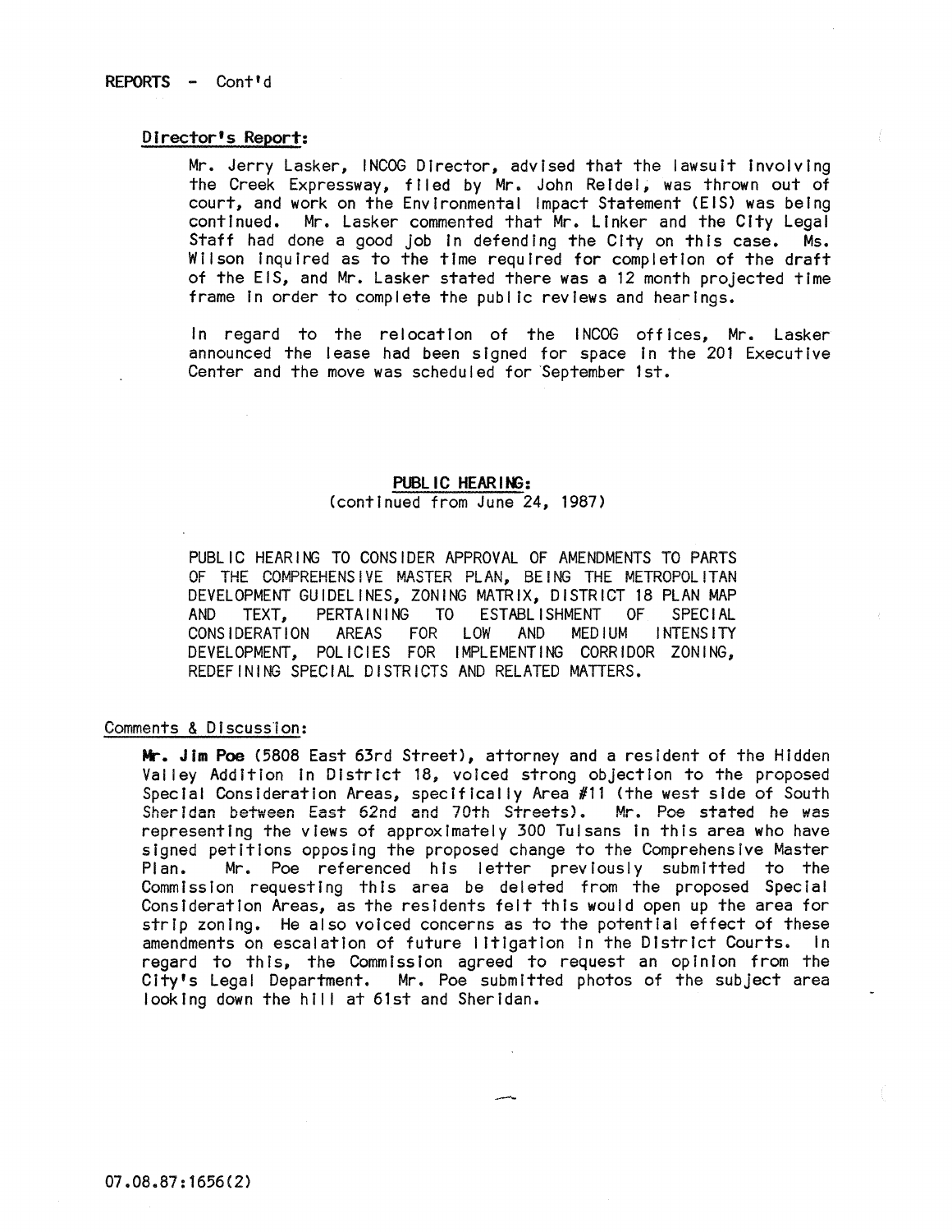REPORTS - Cont'd

### Director's Report:

Mr. Jerry Lasker, INCOG Director, advised that the lawsuit involving the Creek Expressway, filed by Mr. John Reidel, was thrown out of court, and work on the Environmental Impact Statement (EIS) was being continued. Mr. Lasker commented that Mr. Linker and the City Legal Staff had done a good job in defending the City on this case. Ms. Wilson inquired as to the time required for completion of the draft of the EIS, and Mr. Lasker stated there was a 12 month projected time frame in order to complete the public reviews and hearings.

In regard to the relocation of the INCOG offices, Mr. Lasker announced the lease had been signed for space in the 201 Executive Center and the move was scheduled for September 1st.

## PUBLIC HEARING:

(continued from June 24, 1987)

PUBLIC HEARING TO CONSIDER APPROVAL OF AMENDMENTS TO PARTS OF THE COMPREHENSIVE MASTER PLAN, BEING THE METROPOLITAN DEVELOPMENT GUIDELINES, ZONING MATRIX, DISTRICT 18 PLAN MAP AND TEXT, PERTAINING TO ESTABLISHMENT OF SPECIAL CONSIDERATION AREAS FOR LOW AND MEDIUM INTENSITY DEVELOPMENT, POLICIES FOR IMPLEMENTING CORRIDOR ZONING, REDEFINING SPECIAL DISTRICTS AND RELATED MATTERS.

### Comments & Discussion:

**Mr. Jim Poe** (5808 East 63rd Street), attorney and a resident of the Hidden Valley Addition in District 18, voiced strong objection to the proposed Special Consideration Areas, specifically Area #11 (the west side of South Sheridan between East 62nd and 70th Streets). Mr. Poe stated he was representing the views of approximately 300 Tulsans in this area who have signed petitions opposing the proposed change to the Comprehensive Master Plan. Mr. Poe referenced his letter previously submitted to the Commission requesting this area be deleted from the proposed Special Consideration Areas, as the residents felt this would open up the area for strip zoning. He also voiced concerns as to the potential effect of these amendments on escalation of future litigation in the District Courts. In regard to this, the Commission agreed to request an opinion from the City's Legal Department. Mr. Poe submitted photos of the subject area looking down the hill at 61st and Sheridan.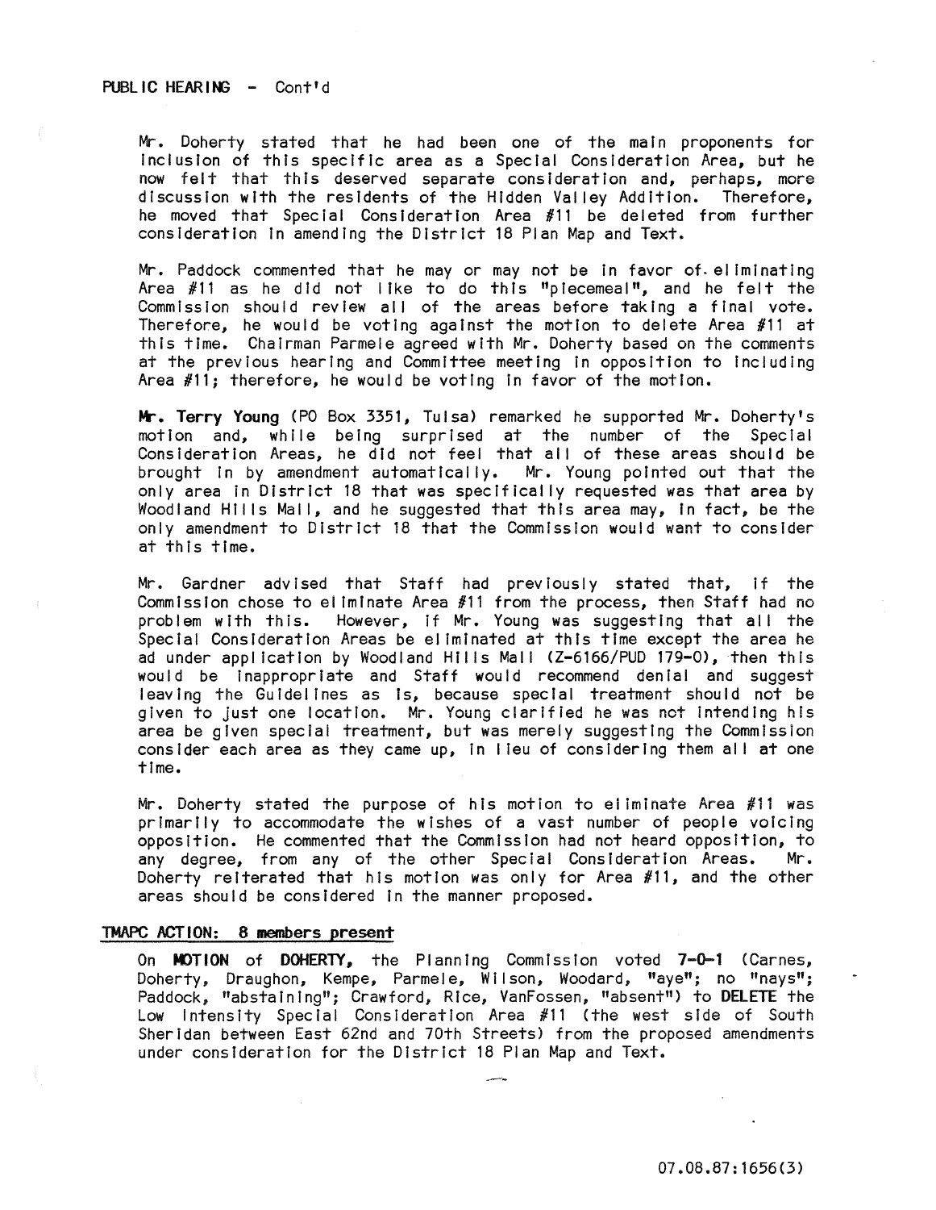PUBLIC HEARING - Cont'd

Mr. Doherty stated that he had been one of the main proponents for inclusion of this specific area as a Special Consideration Area, but he now felt that this deserved separate consideration and, perhaps, more discussion with the residents of the Hidden Valley Addition. Therefore, he moved that Special Consideration Area #11 be deleted from further consideration in amending the District 18 Plan Map and Text.

Mr. Paddock commented that he may or may not be in favor of eliminating Area #11 as he did not like to do this "piecemeal", and he felt the Commission should review all of the areas before taking a final vote. Therefore, he would be voting against the motion to delete Area #11 at this time. Chairman Parmele agreed with Mr. Doherty based on the comments at the previous hearing and Committee meeting in opposition to including Area #11; therefore, he would be voting in favor of the motion.

**Mr. Terry Young** (PO Box 3351, Tulsa) remarked he supported Mr. Doherty's motion and, while being surprised at the number of the Special Consideration Areas, he did not feel that all of these areas should be brought in by amendment automatically. Mr. Young pointed out that the only area in District 18 that was specifically requested was that area by Woodland Hills Mall, and he suggested that this area may, in fact, be the only amendment to District 18 that the Commission would want to consider at this time.

Mr. Gardner advised that Staff had previously stated that, if the Commission chose to eliminate Area #11 from the process, then Staff had no problem with this. However, if Mr. Young was suggesting that all the Special Consideration Areas be eliminated at this time except the area he ad under application by Woodland Hills Mall (Z-6166/PUD 179-O), then this would be inappropriate and Staff would recommend denial and suggest leaving the Guidelines as is, because special treatment should not be given to just one location. Mr. Young clarified he was not intending his area be given special treatment, but was merely suggesting the Commission consider each area as they came up, in lieu of considering them all at one time.

Mr. Doherty stated the purpose of his motion to eliminate Area #11 was primarily to accommodate the wishes of a vast number of people voicing opposition. He commented that the Commission had not heard opposition, to any degree, from any of the other Special Consideration Areas. Mr. Doherty reiterated that his motion was only for Area #11, and the other areas should be considered in the manner proposed.

**TMAPC ACTION: 8 members present**

On **MOTION** of **DOHERTY**, the Planning Commission voted **7-0-1** (Carnes, Doherty, Draughon, Kempe, Parmele, Wilson, Woodard, "aye"; no "nays"; Paddock, "abstaining"; Crawford, Rice, VanFossen, "absent") to **DELETE** the Low Intensity Special Consideration Area #11 (the west side of South Sheridan between East 62nd and 70th Streets) from the proposed amendments under consideration for the District 18 Plan Map and Text.

07.08.87:1656(3)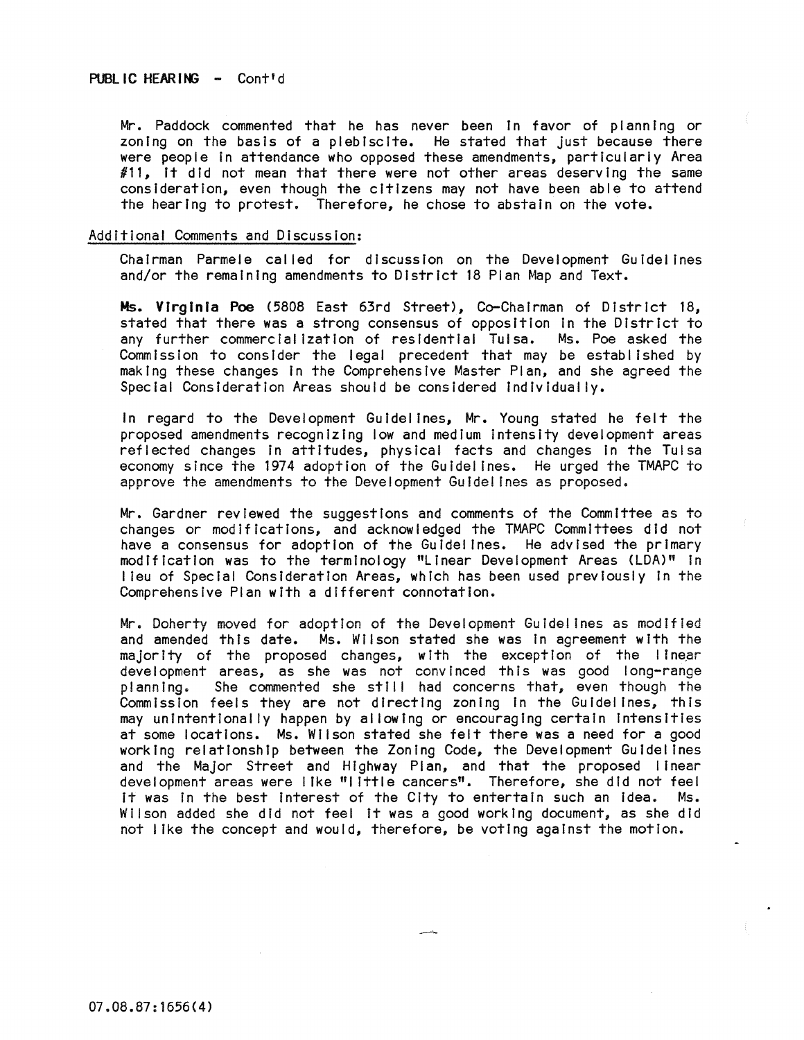**PUBLIC HEARING** - Cont'd

Mr. Paddock commented that he has never been in favor of planning or zoning on the basis of a plebiscite. He stated that just because there were people in attendance who opposed these amendments, particularly Area #11, it did not mean that there were not other areas deserving the same consideration, even though the citizens may not have been able to attend the hearing to protest. Therefore, he chose to abstain on the vote.

Additional Comments and Discussion:

Chairman Parmele called for discussion on the Development Guidelines and/or the remaining amendments to District 18 Plan Map and Text.

**Ms. Virginia Poe** (5808 East 63rd Street), Co-Chairman of District 18, stated that there was a strong consensus of opposition in the District to any further commercialization of residential Tulsa. Ms. Poe asked the Commission to consider the legal precedent that may be established by making these changes in the Comprehensive Master Plan, and she agreed the Special Consideration Areas should be considered individually.

In regard to the Development Guidelines, Mr. Young stated he felt the proposed amendments recognizing low and medium intensity development areas reflected changes in attitudes, physical facts and changes in the Tulsa economy since the 1974 adoption of the Guidelines. He urged the TMAPC to approve the amendments to the Development Guidelines as proposed.

Mr. Gardner reviewed the suggestions and comments of the Committee as to changes or modifications, and acknowledged the TMAPC Committees did not have a consensus for adoption of the Guidelines. He advised the primary modification was to the terminology "Linear Development Areas (LDA)" in lieu of Special Consideration Areas, which has been used previously in the Comprehensive Plan with a different connotation.

Mr. Doherty moved for adoption of the Development Guidelines as modified and amended this date. Ms. Wilson stated she was in agreement with the majority of the proposed changes, with the exception of the linear development areas, as she was not convinced this was good long-range planning. She commented she still had concerns that, even though the Commission feels they are not directing zoning in the Guidelines, this may unintentionally happen by allowing or encouraging certain intensities at some locations. Ms. Wilson stated she felt there was a need for a good working relationship between the Zoning Code, the Development Guidelines and the Major Street and Highway Plan, and that the proposed linear development areas were like "little cancers". Therefore, she did not feel it was in the best interest of the City to entertain such an idea. Ms. Wilson added she did not feel it was a good working document, as she did not like the concept and would, therefore, be voting against the motion.

07.08.87:1656(4)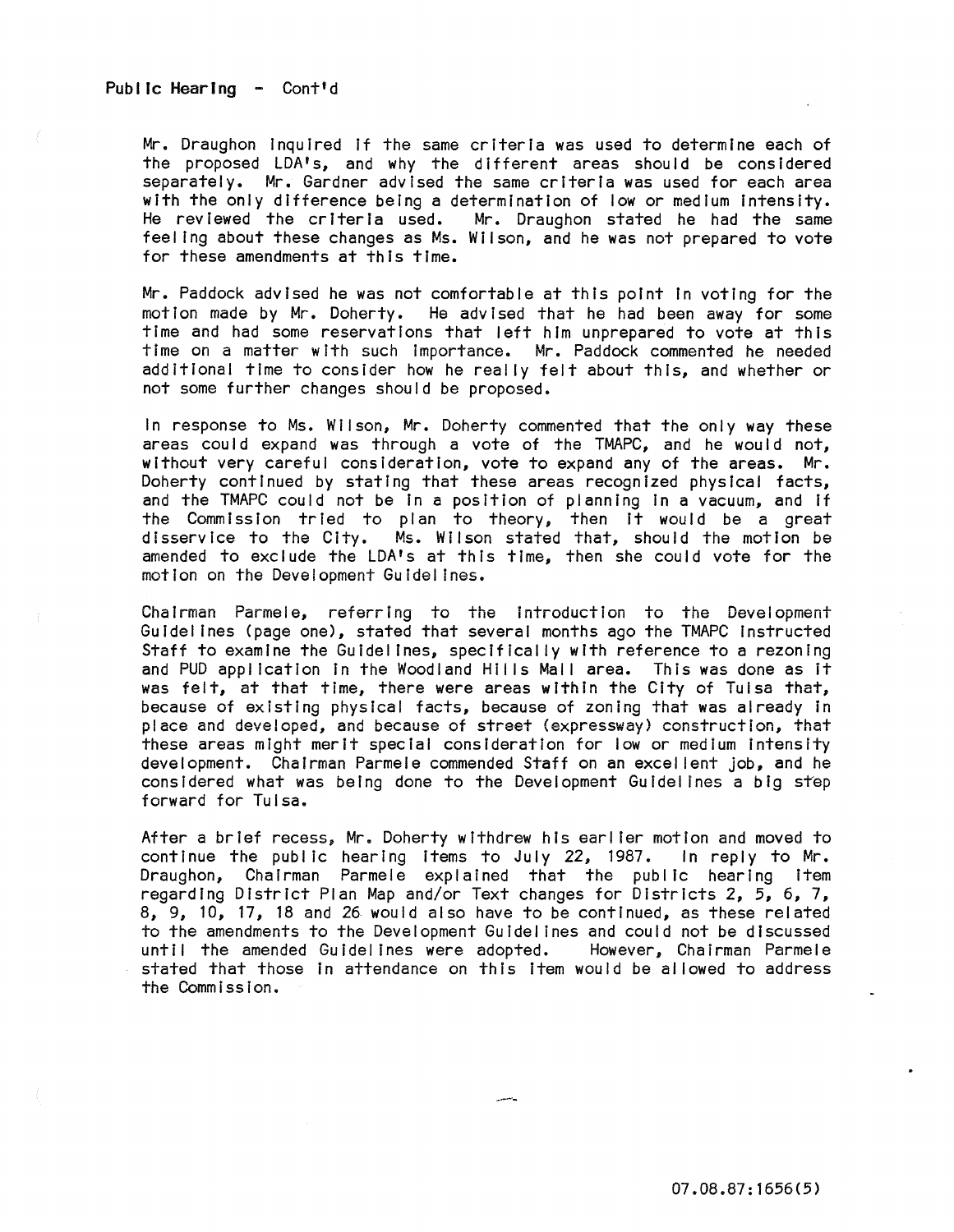Public Hearing - Cont'd

Mr. Draughon inquired if the same criteria was used to determine each of the proposed LDA's, and why the different areas should be considered separately. Mr. Gardner advised the same criteria was used for each area with the only difference being a determination of low or medium intensity. He reviewed the criteria used. Mr. Draughon stated he had the same feeling about these changes as Ms. Wilson, and he was not prepared to vote for these amendments at this time.

Mr. Paddock advised he was not comfortable at this point in voting for the motion made by Mr. Doherty. He advised that he had been away for some time and had some reservations that left him unprepared to vote at this time on a matter with such importance. Mr. Paddock commented he needed additional time to consider how he really felt about this, and whether or not some further changes should be proposed.

In response to Ms. Wilson, Mr. Doherty commented that the only way these areas could expand was through a vote of the TMAPC, and he would not, without very careful consideration, vote to expand any of the areas. Mr. Doherty continued by stating that these areas recognized physical facts, and the TMAPC could not be in a position of planning in a vacuum, and if the Commission tried to plan to theory, then it would be a great disservice to the City. Ms. Wilson stated that, should the motion be amended to exclude the LDA's at this time, then she could vote for the motion on the Development Guidelines.

Chairman Parmele, referring to the introduction to the Development Guidelines (page one), stated that several months ago the TMAPC instructed Staff to examine the Guidelines, specifically with reference to a rezoning and PUD application in the Woodland Hills Mall area. This was done as it was felt, at that time, there were areas within the City of Tulsa that, because of existing physical facts, because of zoning that was already in place and developed, and because of street (expressway) construction, that these areas might merit special consideration for low or medium intensity development. Chairman Parmele commended Staff on an excellent job, and he considered what was being done to the Development Guidelines a big step forward for Tulsa.

After a brief recess, Mr. Doherty withdrew his earlier motion and moved to continue the public hearing items to July 22, 1987. In reply to Mr. Draughon, Chairman Parmele explained that the public hearing item regarding District Plan Map and/or Text changes for Districts 2, 5, 6, 7, 8, 9, 10, 17, 18 and 26 would also have to be continued, as these related to the amendments to the Development Guidelines and could not be discussed until the amended Guidelines were adopted. However, Chairman Parmele stated that those in attendance on this item would be allowed to address the Commission.

07.08.87:1656(5)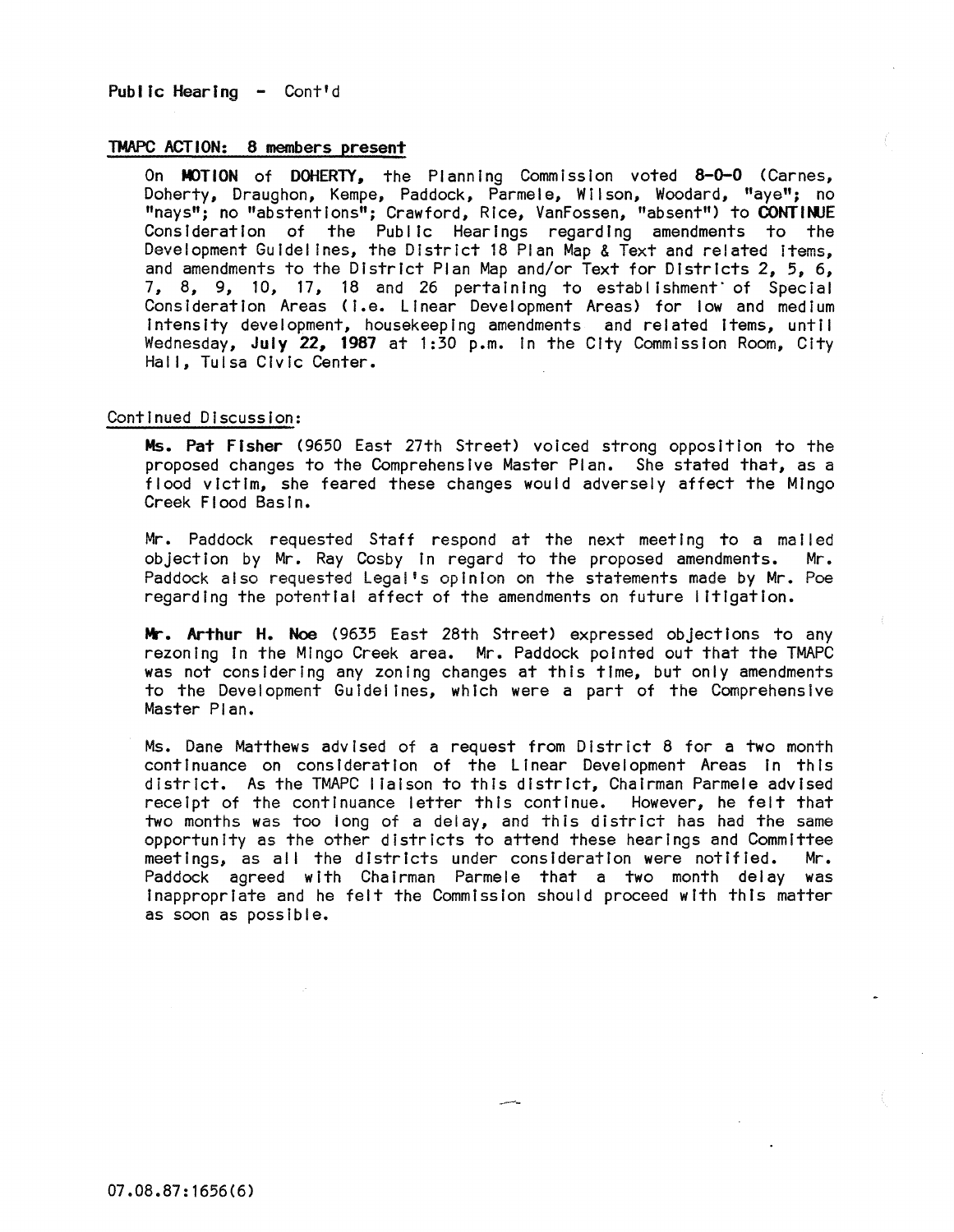Public Hearing - Cont'd

**TMAPC ACTION: 8 members present**

On **MOTION** of **DOHERTY**, the Planning Commission voted **8-0-0** (Carnes, Doherty, Draughon, Kempe, Paddock, Parmele, Wilson, Woodard, "aye"; no "nays"; no "abstentions"; Crawford, Rice, VanFossen, "absent") to **CONTINUE** Consideration of the Public Hearings regarding amendments to the Development Guidelines, the District 18 Plan Map & Text and related items, and amendments to the District Plan Map and/or Text for Districts 2, 5, 6, 7, 8, 9, 10, 17, 18 and 26 pertaining to establishment of Special Consideration Areas (i.e. Linear Development Areas) for low and medium intensity development, housekeeping amendments and related items, until Wednesday, **July 22, 1987** at 1:30 p.m. in the City Commission Room, City Hall, Tulsa Civic Center.

Continued Discussion:

**Ms. Pat Fisher** (9650 East 27th Street) voiced strong opposition to the proposed changes to the Comprehensive Master Plan. She stated that, as a flood victim, she feared these changes would adversely affect the Mingo Creek Flood Basin.

Mr. Paddock requested Staff respond at the next meeting to a mailed objection by Mr. Ray Cosby in regard to the proposed amendments. Mr. Paddock also requested Legal's opinion on the statements made by Mr. Poe regarding the potential affect of the amendments on future litigation.

**Mr. Arthur H. Noe** (9635 East 28th Street) expressed objections to any rezoning in the Mingo Creek area. Mr. Paddock pointed out that the TMAPC was not considering any zoning changes at this time, but only amendments to the Development Guidelines, which were a part of the Comprehensive Master Plan.

Ms. Dane Matthews advised of a request from District 8 for a two month continuance on consideration of the Linear Development Areas in this district. As the TMAPC liaison to this district, Chairman Parmele advised receipt of the continuance letter this continue. However, he felt that two months was too long of a delay, and this district has had the same opportunity as the other districts to attend these hearings and Committee meetings, as all the districts under consideration were notified. Mr. Paddock agreed with Chairman Parmele that a two month delay was inappropriate and he felt the Commission should proceed with this matter as soon as possible.

07.08.87:1656(6)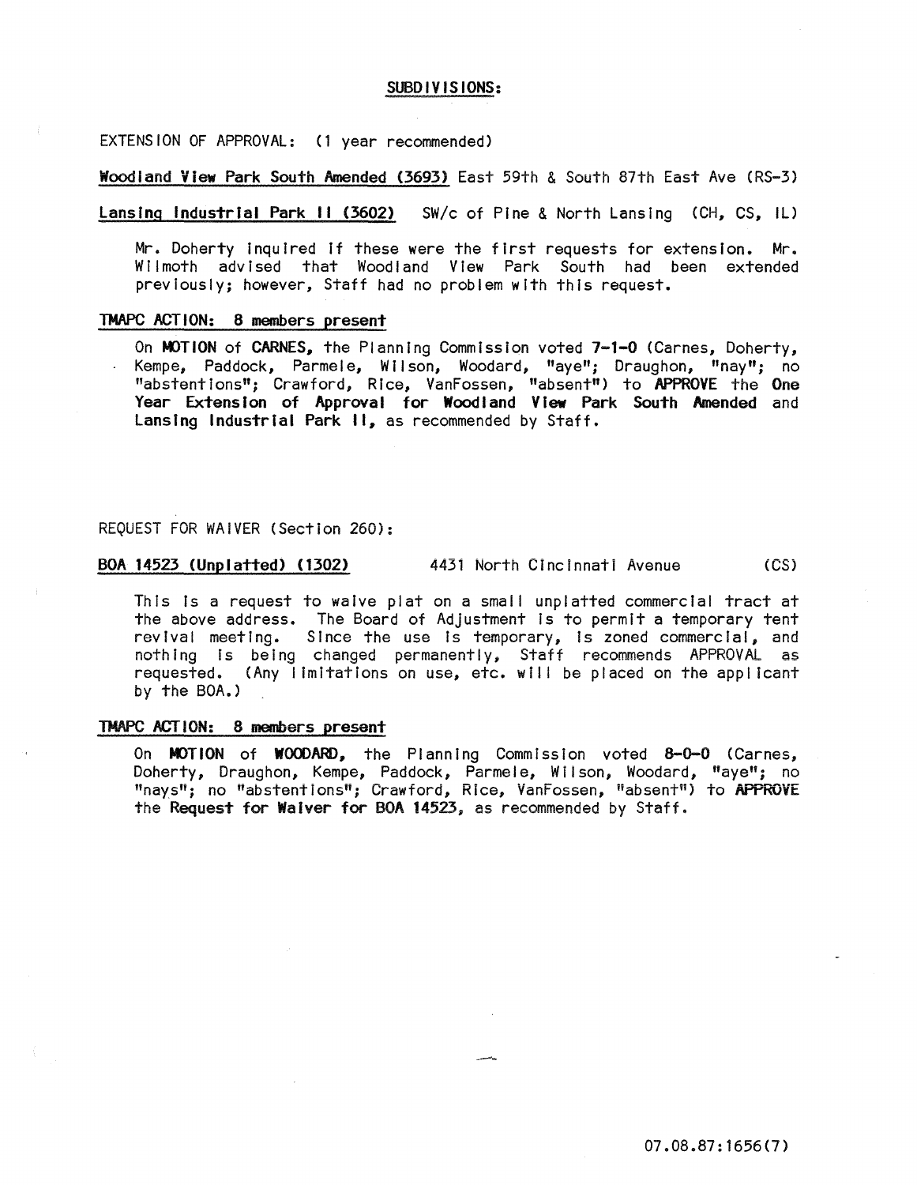## SUBDIVISIONS:

EXTENSION OF APPROVAL: (1 year recommended)

**Woodland View Park South Amended (3693)** East 59th & South 87th East Ave (RS-3)

**Lansing Industrial Park II (3602)** SW/c of Pine & North Lansing (CH, CS, IL)

Mr. Doherty inquired if these were the first requests for extension. Mr. Wilmoth advised that Woodland View Park South had been extended previously; however, Staff had no problem with this request.

**TMAPC ACTION: 8 members present**

On **MOTION** of **CARNES**, the Planning Commission voted **7-1-0** (Carnes, Doherty, Kempe, Paddock, Parmele, Wilson, Woodard, "aye"; Draughon, "nay"; no "abstentions"; Crawford, Rice, VanFossen, "absent") to **APPROVE** the **One Year Extension of Approval for Woodland View Park South Amended** and **Lansing Industrial Park II**, as recommended by Staff.

REQUEST FOR WAIVER (Section 260):

**BOA 14523 (Unplatted) (1302)** 4431 North Cincinnati Avenue (CS)

This is a request to waive plat on a small unplatted commercial tract at the above address. The Board of Adjustment is to permit a temporary tent revival meeting. Since the use is temporary, is zoned commercial, and nothing is being changed permanently, Staff recommends APPROVAL as requested. (Any limitations on use, etc. will be placed on the applicant by the BOA.)

**TMAPC ACTION: 8 members present**

On **MOTION** of **WOODARD**, the Planning Commission voted **8-0-0** (Carnes, Doherty, Draughon, Kempe, Paddock, Parmele, Wilson, Woodard, "aye"; no "nays"; no "abstentions"; Crawford, Rice, VanFossen, "absent") to **APPROVE** the **Request for Waiver for BOA 14523**, as recommended by Staff.

07.08.87:1656(7)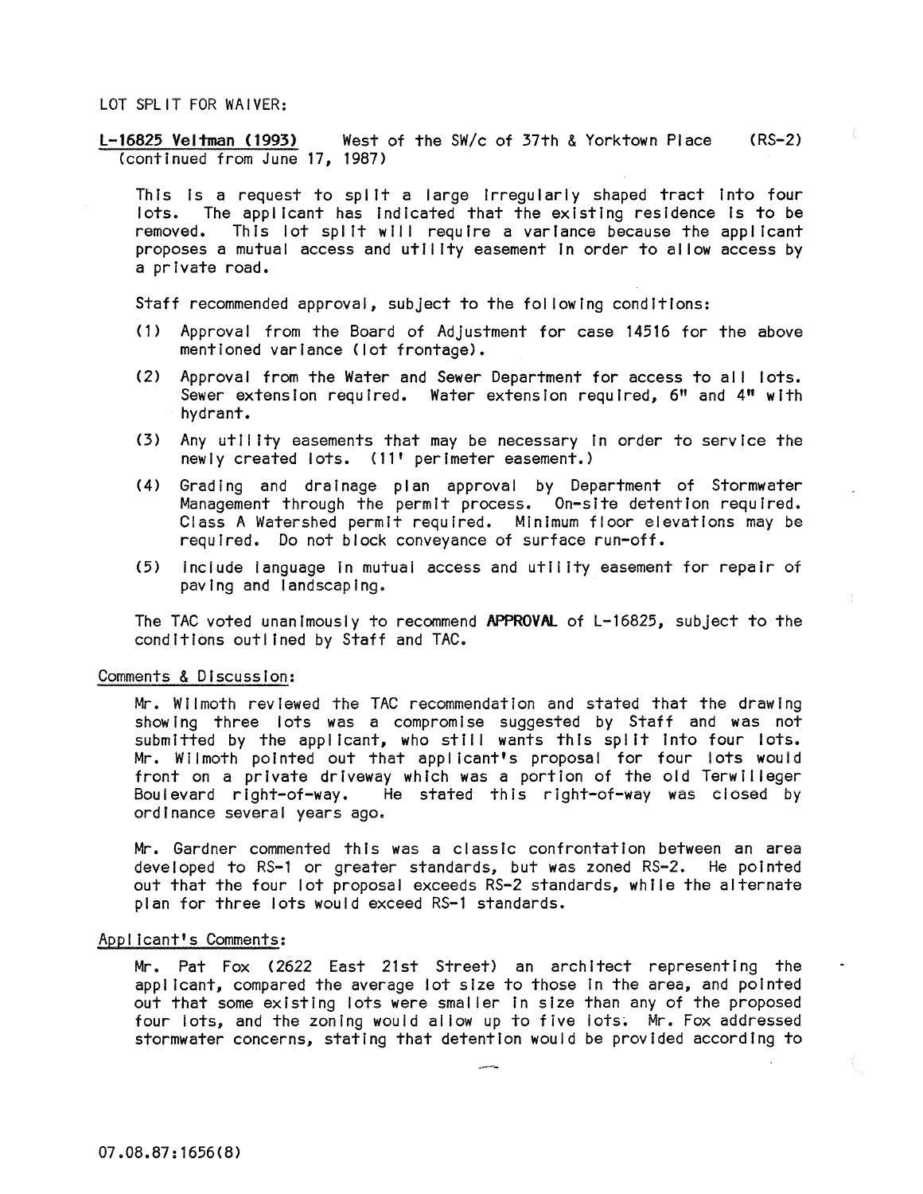LOT SPLIT FOR WAIVER:

**L-16825 Veltman (1993)** West of the SW/c of 37th & Yorktown Place (RS-2)
(continued from June 17, 1987)

This is a request to split a large irregularly shaped tract into four lots. The applicant has indicated that the existing residence is to be removed. This lot split will require a variance because the applicant proposes a mutual access and utility easement in order to allow access by a private road.

Staff recommended approval, subject to the following conditions:

(1) Approval from the Board of Adjustment for case 14516 for the above mentioned variance (lot frontage).

(2) Approval from the Water and Sewer Department for access to all lots. Sewer extension required. Water extension required, 6" and 4" with hydrant.

(3) Any utility easements that may be necessary in order to service the newly created lots. (11' perimeter easement.)

(4) Grading and drainage plan approval by Department of Stormwater Management through the permit process. On-site detention required. Class A Watershed permit required. Minimum floor elevations may be required. Do not block conveyance of surface run-off.

(5) Include language in mutual access and utility easement for repair of paving and landscaping.

The TAC voted unanimously to recommend **APPROVAL** of L-16825, subject to the conditions outlined by Staff and TAC.

Comments & Discussion:

Mr. Wilmoth reviewed the TAC recommendation and stated that the drawing showing three lots was a compromise suggested by Staff and was not submitted by the applicant, who still wants this split into four lots. Mr. Wilmoth pointed out that applicant's proposal for four lots would front on a private driveway which was a portion of the old Terwilleger Boulevard right-of-way. He stated this right-of-way was closed by ordinance several years ago.

Mr. Gardner commented this was a classic confrontation between an area developed to RS-1 or greater standards, but was zoned RS-2. He pointed out that the four lot proposal exceeds RS-2 standards, while the alternate plan for three lots would exceed RS-1 standards.

Applicant's Comments:

Mr. Pat Fox (2622 East 21st Street) an architect representing the applicant, compared the average lot size to those in the area, and pointed out that some existing lots were smaller in size than any of the proposed four lots, and the zoning would allow up to five lots. Mr. Fox addressed stormwater concerns, stating that detention would be provided according to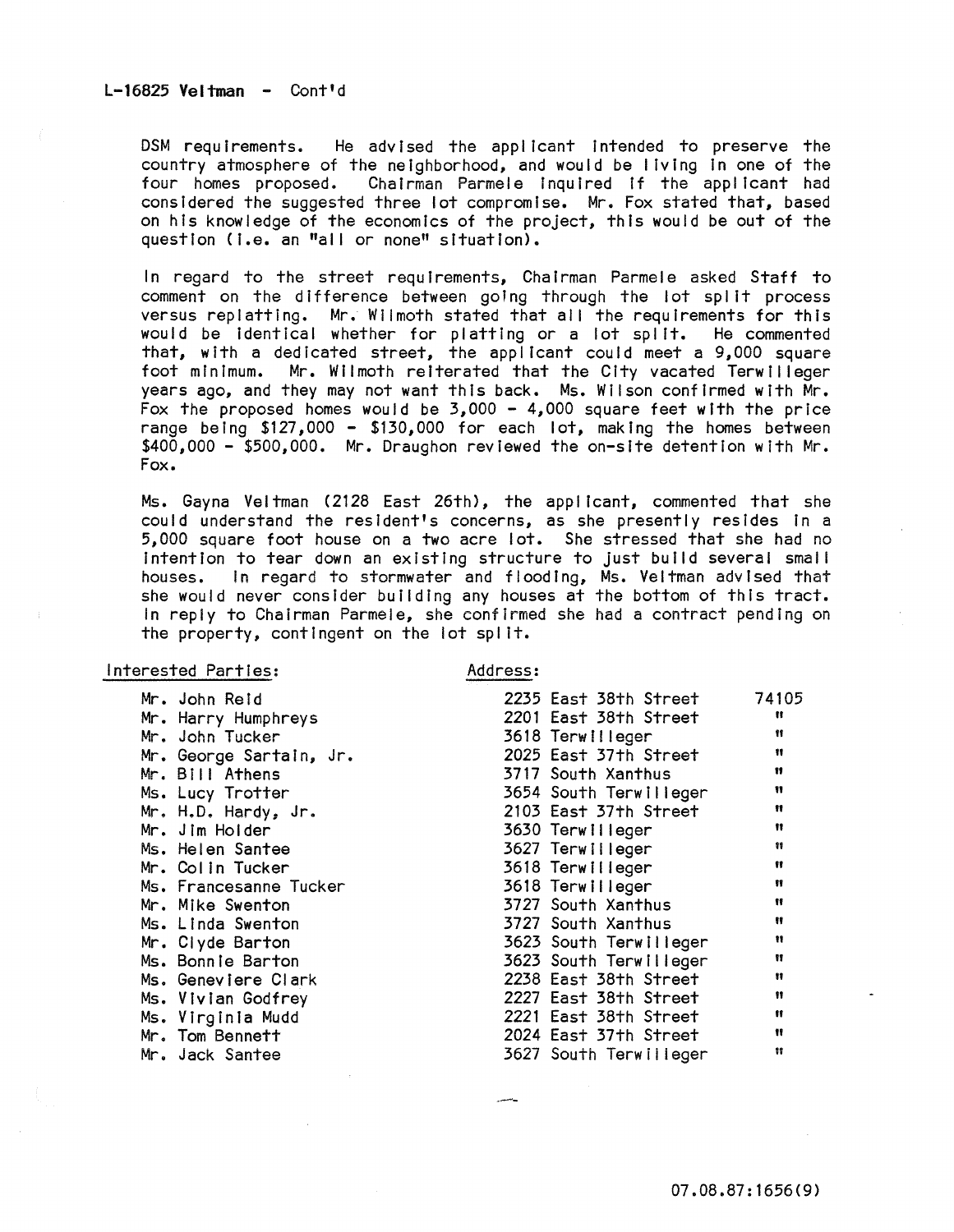**L-16825 Veltman - Cont'd**

DSM requirements. He advised the applicant intended to preserve the country atmosphere of the neighborhood, and would be living in one of the four homes proposed. Chairman Parmele inquired if the applicant had considered the suggested three lot compromise. Mr. Fox stated that, based on his knowledge of the economics of the project, this would be out of the question (i.e. an "all or none" situation).

In regard to the street requirements, Chairman Parmele asked Staff to comment on the difference between going through the lot split process versus replatting. Mr. Wilmoth stated that all the requirements for this would be identical whether for platting or a lot split. He commented that, with a dedicated street, the applicant could meet a 9,000 square foot minimum. Mr. Wilmoth reiterated that the City vacated Terwilleger years ago, and they may not want this back. Ms. Wilson confirmed with Mr. Fox the proposed homes would be 3,000 - 4,000 square feet with the price range being $127,000 - $130,000 for each lot, making the homes between $400,000 - $500,000. Mr. Draughon reviewed the on-site detention with Mr. Fox.

Ms. Gayna Veltman (2128 East 26th), the applicant, commented that she could understand the resident's concerns, as she presently resides in a 5,000 square foot house on a two acre lot. She stressed that she had no intention to tear down an existing structure to just build several small houses. In regard to stormwater and flooding, Ms. Veltman advised that she would never consider building any houses at the bottom of this tract. In reply to Chairman Parmele, she confirmed she had a contract pending on the property, contingent on the lot split.

| Interested Parties: | Address: | |
|---|---|---|
| Mr. John Reid | 2235 East 38th Street | 74105 |
| Mr. Harry Humphreys | 2201 East 38th Street | " |
| Mr. John Tucker | 3618 Terwilleger | " |
| Mr. George Sartain, Jr. | 2025 East 37th Street | " |
| Mr. Bill Athens | 3717 South Xanthus | " |
| Ms. Lucy Trotter | 3654 South Terwilleger | " |
| Mr. H.D. Hardy, Jr. | 2103 East 37th Street | " |
| Mr. Jim Holder | 3630 Terwilleger | " |
| Ms. Helen Santee | 3627 Terwilleger | " |
| Mr. Colin Tucker | 3618 Terwilleger | " |
| Ms. Francesanne Tucker | 3618 Terwilleger | " |
| Mr. Mike Swenton | 3727 South Xanthus | " |
| Ms. Linda Swenton | 3727 South Xanthus | " |
| Mr. Clyde Barton | 3623 South Terwilleger | " |
| Ms. Bonnie Barton | 3623 South Terwilleger | " |
| Ms. Geneviere Clark | 2238 East 38th Street | " |
| Ms. Vivian Godfrey | 2227 East 38th Street | " |
| Ms. Virginia Mudd | 2221 East 38th Street | " |
| Mr. Tom Bennett | 2024 East 37th Street | " |
| Mr. Jack Santee | 3627 South Terwilleger | " |

07.08.87:1656(9)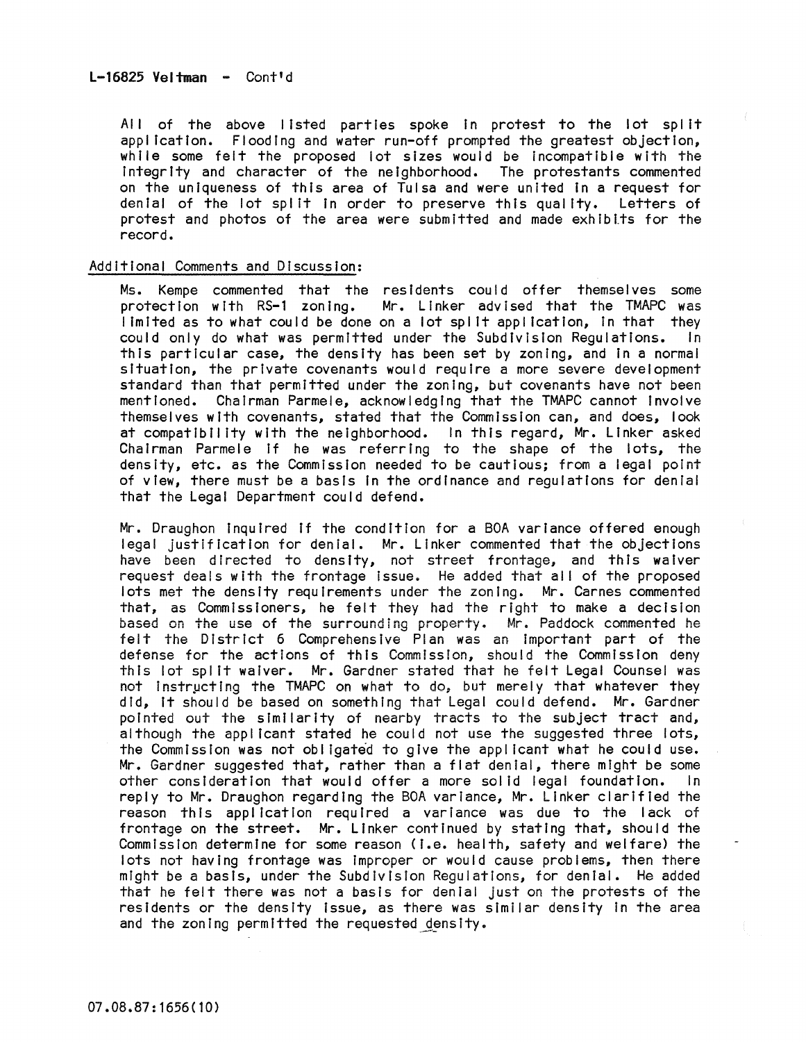**L-16825 Veltman - Cont'd**

All of the above listed parties spoke in protest to the lot split application. Flooding and water run-off prompted the greatest objection, while some felt the proposed lot sizes would be incompatible with the integrity and character of the neighborhood. The protestants commented on the uniqueness of this area of Tulsa and were united in a request for denial of the lot split in order to preserve this quality. Letters of protest and photos of the area were submitted and made exhibits for the record.

Additional Comments and Discussion:

Ms. Kempe commented that the residents could offer themselves some protection with RS-1 zoning. Mr. Linker advised that the TMAPC was limited as to what could be done on a lot split application, in that they could only do what was permitted under the Subdivision Regulations. In this particular case, the density has been set by zoning, and in a normal situation, the private covenants would require a more severe development standard than that permitted under the zoning, but covenants have not been mentioned. Chairman Parmele, acknowledging that the TMAPC cannot involve themselves with covenants, stated that the Commission can, and does, look at compatibility with the neighborhood. In this regard, Mr. Linker asked Chairman Parmele if he was referring to the shape of the lots, the density, etc. as the Commission needed to be cautious; from a legal point of view, there must be a basis in the ordinance and regulations for denial that the Legal Department could defend.

Mr. Draughon inquired if the condition for a BOA variance offered enough legal justification for denial. Mr. Linker commented that the objections have been directed to density, not street frontage, and this waiver request deals with the frontage issue. He added that all of the proposed lots met the density requirements under the zoning. Mr. Carnes commented that, as Commissioners, he felt they had the right to make a decision based on the use of the surrounding property. Mr. Paddock commented he felt the District 6 Comprehensive Plan was an important part of the defense for the actions of this Commission, should the Commission deny this lot split waiver. Mr. Gardner stated that he felt Legal Counsel was not instructing the TMAPC on what to do, but merely that whatever they did, it should be based on something that Legal could defend. Mr. Gardner pointed out the similarity of nearby tracts to the subject tract and, although the applicant stated he could not use the suggested three lots, the Commission was not obligated to give the applicant what he could use. Mr. Gardner suggested that, rather than a flat denial, there might be some other consideration that would offer a more solid legal foundation. In reply to Mr. Draughon regarding the BOA variance, Mr. Linker clarified the reason this application required a variance was due to the lack of frontage on the street. Mr. Linker continued by stating that, should the Commission determine for some reason (i.e. health, safety and welfare) the lots not having frontage was improper or would cause problems, then there might be a basis, under the Subdivision Regulations, for denial. He added that he felt there was not a basis for denial just on the protests of the residents or the density issue, as there was similar density in the area and the zoning permitted the requested density.

07.08.87:1656(10)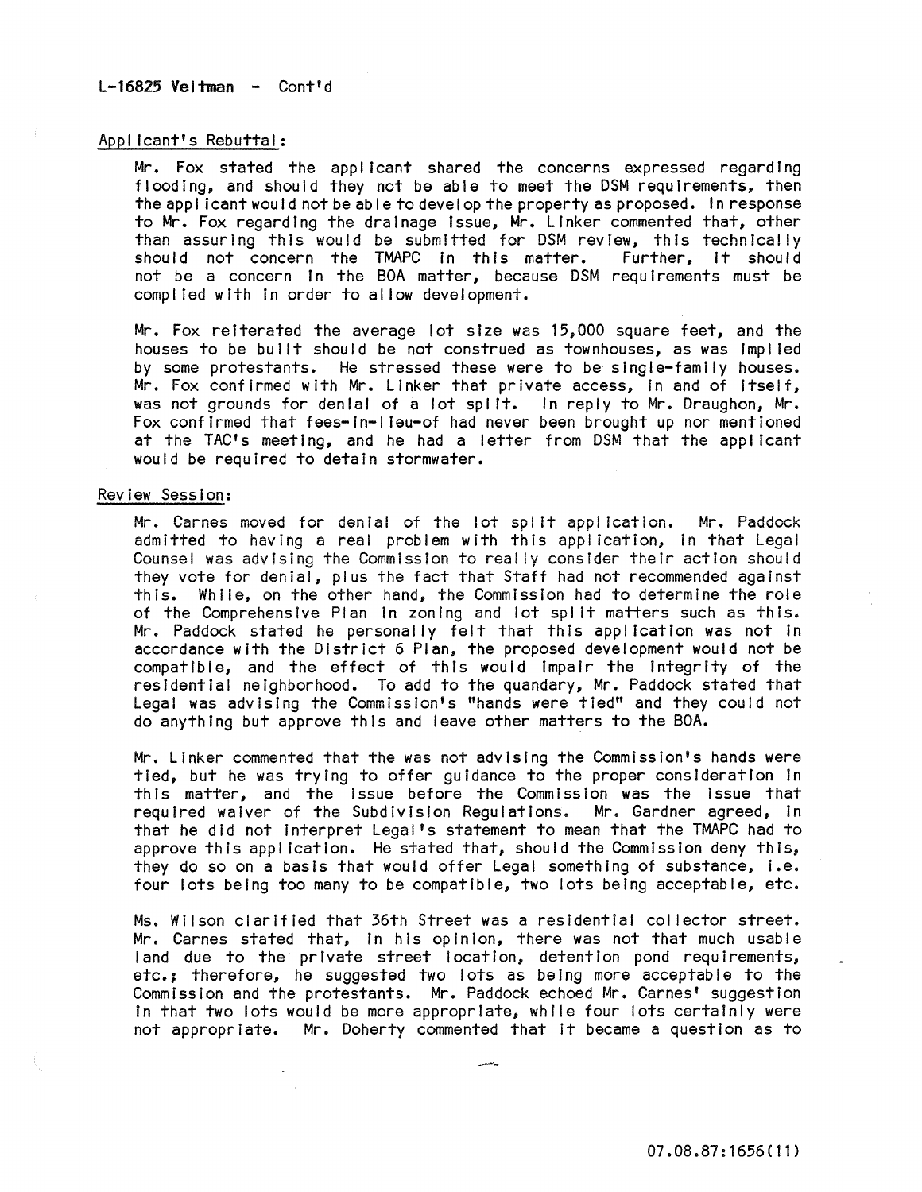L-16825 **Veltman** - Cont'd

Applicant's Rebuttal:

Mr. Fox stated the applicant shared the concerns expressed regarding flooding, and should they not be able to meet the DSM requirements, then the applicant would not be able to develop the property as proposed. In response to Mr. Fox regarding the drainage issue, Mr. Linker commented that, other than assuring this would be submitted for DSM review, this technically should not concern the TMAPC in this matter. Further, it should not be a concern in the BOA matter, because DSM requirements must be complied with in order to allow development.

Mr. Fox reiterated the average lot size was 15,000 square feet, and the houses to be built should be not construed as townhouses, as was implied by some protestants. He stressed these were to be single-family houses. Mr. Fox confirmed with Mr. Linker that private access, in and of itself, was not grounds for denial of a lot split. In reply to Mr. Draughon, Mr. Fox confirmed that fees-in-lieu-of had never been brought up nor mentioned at the TAC's meeting, and he had a letter from DSM that the applicant would be required to detain stormwater.

Review Session:

Mr. Carnes moved for denial of the lot split application. Mr. Paddock admitted to having a real problem with this application, in that Legal Counsel was advising the Commission to really consider their action should they vote for denial, plus the fact that Staff had not recommended against this. While, on the other hand, the Commission had to determine the role of the Comprehensive Plan in zoning and lot split matters such as this. Mr. Paddock stated he personally felt that this application was not in accordance with the District 6 Plan, the proposed development would not be compatible, and the effect of this would impair the integrity of the residential neighborhood. To add to the quandary, Mr. Paddock stated that Legal was advising the Commission's "hands were tied" and they could not do anything but approve this and leave other matters to the BOA.

Mr. Linker commented that the was not advising the Commission's hands were tied, but he was trying to offer guidance to the proper consideration in this matter, and the issue before the Commission was the issue that required waiver of the Subdivision Regulations. Mr. Gardner agreed, in that he did not interpret Legal's statement to mean that the TMAPC had to approve this application. He stated that, should the Commission deny this, they do so on a basis that would offer Legal something of substance, i.e. four lots being too many to be compatible, two lots being acceptable, etc.

Ms. Wilson clarified that 36th Street was a residential collector street. Mr. Carnes stated that, in his opinion, there was not that much usable land due to the private street location, detention pond requirements, etc.; therefore, he suggested two lots as being more acceptable to the Commission and the protestants. Mr. Paddock echoed Mr. Carnes' suggestion in that two lots would be more appropriate, while four lots certainly were not appropriate. Mr. Doherty commented that it became a question as to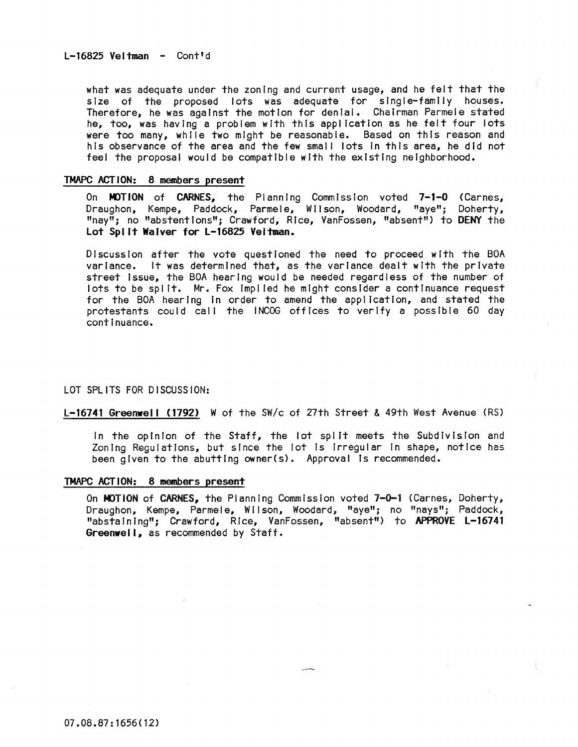L-16825 Veltman - Cont'd

what was adequate under the zoning and current usage, and he felt that the size of the proposed lots was adequate for single-family houses. Therefore, he was against the motion for denial. Chairman Parmele stated he, too, was having a problem with this application as he felt four lots were too many, while two might be reasonable. Based on this reason and his observance of the area and the few small lots in this area, he did not feel the proposal would be compatible with the existing neighborhood.

**TMAPC ACTION: 8 members present**

On **MOTION** of **CARNES**, the Planning Commission voted **7-1-0** (Carnes, Draughon, Kempe, Paddock, Parmele, Wilson, Woodard, "aye"; Doherty, "nay"; no "abstentions"; Crawford, Rice, VanFossen, "absent") to **DENY** the **Lot Split Waiver for L-16825 Veltman.**

Discussion after the vote questioned the need to proceed with the BOA variance. It was determined that, as the variance dealt with the private street issue, the BOA hearing would be needed regardless of the number of lots to be split. Mr. Fox implied he might consider a continuance request for the BOA hearing in order to amend the application, and stated the protestants could call the INCOG offices to verify a possible 60 day continuance.

LOT SPLITS FOR DISCUSSION:

**L-16741 Greenwell (1792)** W of the SW/c of 27th Street & 49th West Avenue (RS)

In the opinion of the Staff, the lot split meets the Subdivision and Zoning Regulations, but since the lot is irregular in shape, notice has been given to the abutting owner(s). Approval is recommended.

**TMAPC ACTION: 8 members present**

On **MOTION** of **CARNES**, the Planning Commission voted **7-0-1** (Carnes, Doherty, Draughon, Kempe, Parmele, Wilson, Woodard, "aye"; no "nays"; Paddock, "abstaining"; Crawford, Rice, VanFossen, "absent") to **APPROVE L-16741 Greenwell**, as recommended by Staff.

07.08.87:1656(12)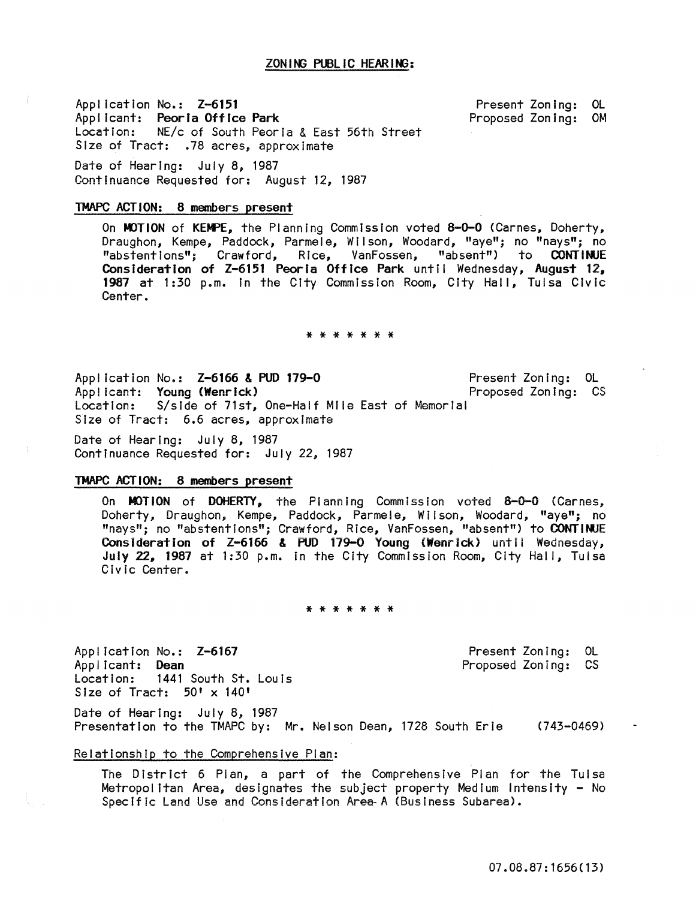## ZONING PUBLIC HEARING:

Application No.: **Z-6151**
Applicant: **Peoria Office Park**
Location: NE/c of South Peoria & East 56th Street
Size of Tract: .78 acres, approximate

Present Zoning: OL
Proposed Zoning: OM

Date of Hearing: July 8, 1987
Continuance Requested for: August 12, 1987

### TMAPC ACTION: 8 members present

On **MOTION** of **KEMPE**, the Planning Commission voted **8-0-0** (Carnes, Doherty, Draughon, Kempe, Paddock, Parmele, Wilson, Woodard, "aye"; no "nays"; no "abstentions"; Crawford, Rice, VanFossen, "absent") to **CONTINUE Consideration of Z-6151 Peoria Office Park** until Wednesday, **August 12, 1987** at 1:30 p.m. in the City Commission Room, City Hall, Tulsa Civic Center.

\* \* \* \* \* \* \*

Application No.: **Z-6166 & PUD 179-O**
Applicant: **Young (Wenrick)**
Location: S/side of 71st, One-Half Mile East of Memorial
Size of Tract: 6.6 acres, approximate

Present Zoning: OL
Proposed Zoning: CS

Date of Hearing: July 8, 1987
Continuance Requested for: July 22, 1987

### TMAPC ACTION: 8 members present

On **MOTION** of **DOHERTY**, the Planning Commission voted **8-0-0** (Carnes, Doherty, Draughon, Kempe, Paddock, Parmele, Wilson, Woodard, "aye"; no "nays"; no "abstentions"; Crawford, Rice, VanFossen, "absent") to **CONTINUE Consideration of Z-6166 & PUD 179-O Young (Wenrick)** until Wednesday, **July 22, 1987** at 1:30 p.m. in the City Commission Room, City Hall, Tulsa Civic Center.

\* \* \* \* \* \* \*

Application No.: **Z-6167**
Applicant: **Dean**
Location: 1441 South St. Louis
Size of Tract: 50' x 140'

Present Zoning: OL
Proposed Zoning: CS

Date of Hearing: July 8, 1987
Presentation to the TMAPC by: Mr. Nelson Dean, 1728 South Erie (743-0469)

Relationship to the Comprehensive Plan:

The District 6 Plan, a part of the Comprehensive Plan for the Tulsa Metropolitan Area, designates the subject property Medium Intensity - No Specific Land Use and Consideration Area-A (Business Subarea).

07.08.87:1656(13)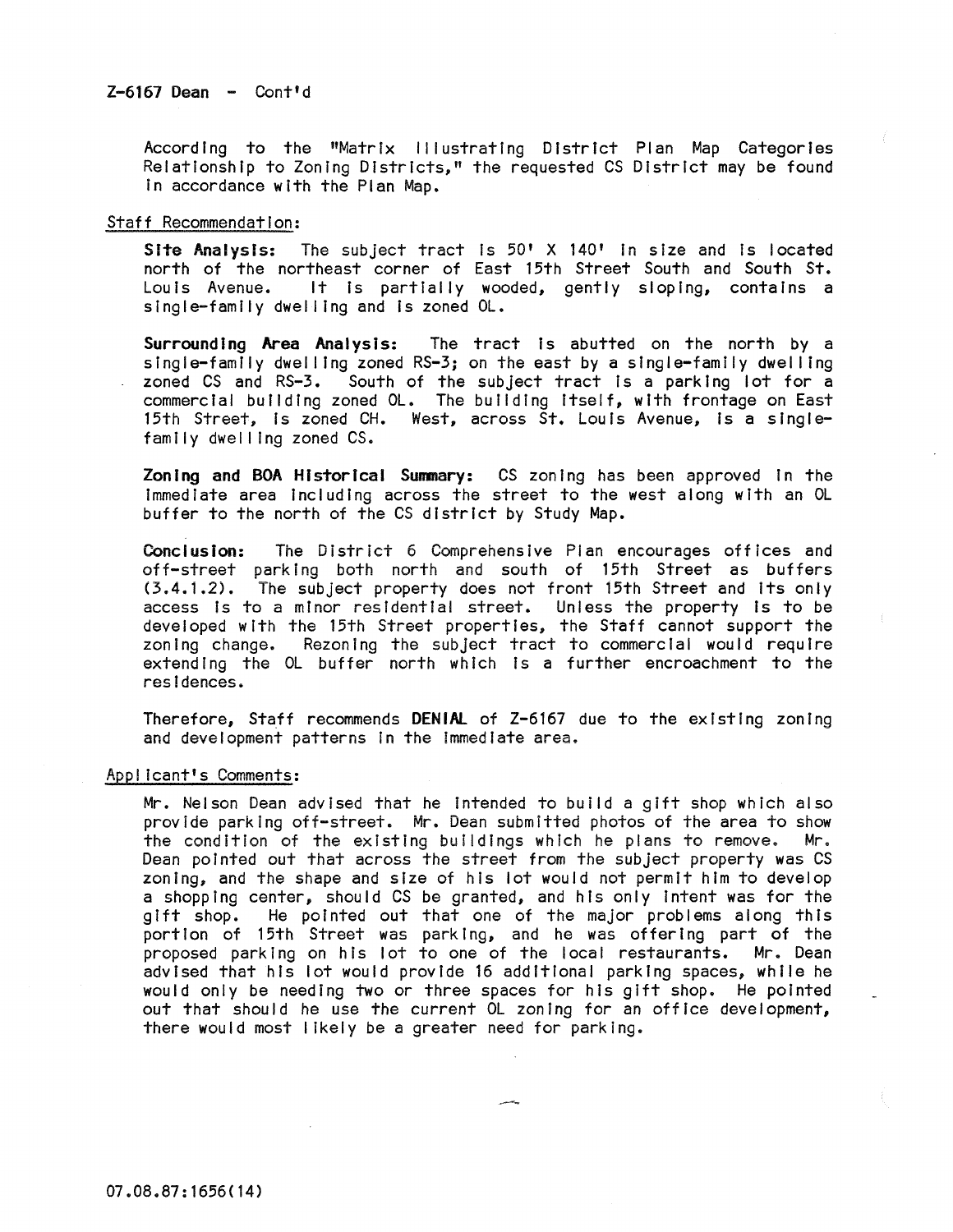Z-6167 Dean - Cont'd

According to the "Matrix Illustrating District Plan Map Categories Relationship to Zoning Districts," the requested CS District may be found in accordance with the Plan Map.

Staff Recommendation:

**Site Analysis:** The subject tract is 50' X 140' in size and is located north of the northeast corner of East 15th Street South and South St. Louis Avenue. It is partially wooded, gently sloping, contains a single-family dwelling and is zoned OL.

**Surrounding Area Analysis:** The tract is abutted on the north by a single-family dwelling zoned RS-3; on the east by a single-family dwelling zoned CS and RS-3. South of the subject tract is a parking lot for a commercial building zoned OL. The building itself, with frontage on East 15th Street, is zoned CH. West, across St. Louis Avenue, is a single-family dwelling zoned CS.

**Zoning and BOA Historical Summary:** CS zoning has been approved in the immediate area including across the street to the west along with an OL buffer to the north of the CS district by Study Map.

**Conclusion:** The District 6 Comprehensive Plan encourages offices and off-street parking both north and south of 15th Street as buffers (3.4.1.2). The subject property does not front 15th Street and its only access is to a minor residential street. Unless the property is to be developed with the 15th Street properties, the Staff cannot support the zoning change. Rezoning the subject tract to commercial would require extending the OL buffer north which is a further encroachment to the residences.

Therefore, Staff recommends **DENIAL** of Z-6167 due to the existing zoning and development patterns in the immediate area.

Applicant's Comments:

Mr. Nelson Dean advised that he intended to build a gift shop which also provide parking off-street. Mr. Dean submitted photos of the area to show the condition of the existing buildings which he plans to remove. Mr. Dean pointed out that across the street from the subject property was CS zoning, and the shape and size of his lot would not permit him to develop a shopping center, should CS be granted, and his only intent was for the gift shop. He pointed out that one of the major problems along this portion of 15th Street was parking, and he was offering part of the proposed parking on his lot to one of the local restaurants. Mr. Dean advised that his lot would provide 16 additional parking spaces, while he would only be needing two or three spaces for his gift shop. He pointed out that should he use the current OL zoning for an office development, there would most likely be a greater need for parking.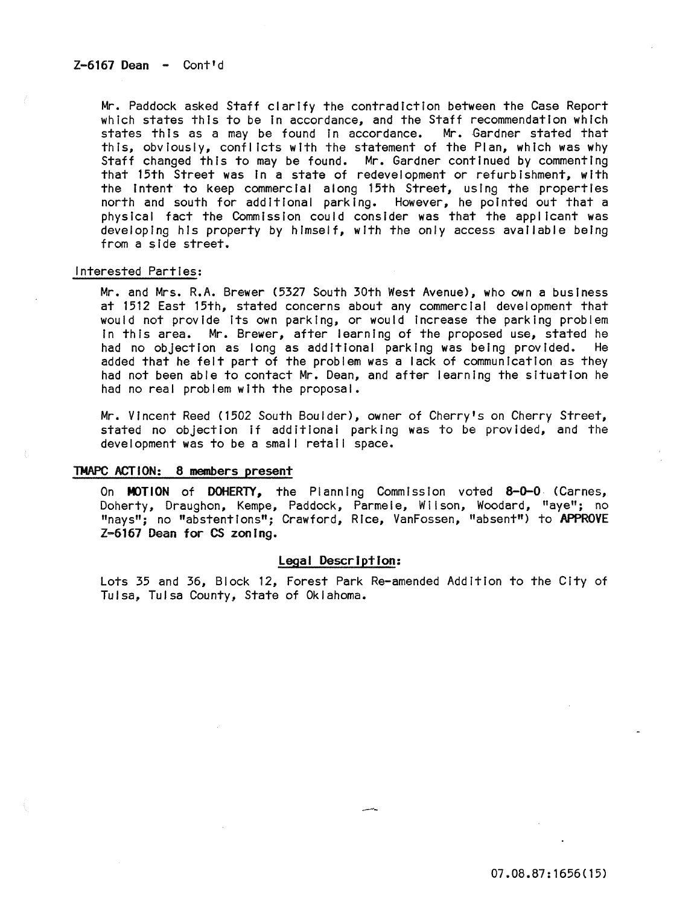**Z-6167 Dean - Cont'd**

Mr. Paddock asked Staff clarify the contradiction between the Case Report which states this to be in accordance, and the Staff recommendation which states this as a may be found in accordance. Mr. Gardner stated that this, obviously, conflicts with the statement of the Plan, which was why Staff changed this to may be found. Mr. Gardner continued by commenting that 15th Street was in a state of redevelopment or refurbishment, with the intent to keep commercial along 15th Street, using the properties north and south for additional parking. However, he pointed out that a physical fact the Commission could consider was that the applicant was developing his property by himself, with the only access available being from a side street.

Interested Parties:

Mr. and Mrs. R.A. Brewer (5327 South 30th West Avenue), who own a business at 1512 East 15th, stated concerns about any commercial development that would not provide its own parking, or would increase the parking problem in this area. Mr. Brewer, after learning of the proposed use, stated he had no objection as long as additional parking was being provided. He added that he felt part of the problem was a lack of communication as they had not been able to contact Mr. Dean, and after learning the situation he had no real problem with the proposal.

Mr. Vincent Reed (1502 South Boulder), owner of Cherry's on Cherry Street, stated no objection if additional parking was to be provided, and the development was to be a small retail space.

**TMAPC ACTION: 8 members present**

On **MOTION** of **DOHERTY,** the Planning Commission voted **8-0-0** (Carnes, Doherty, Draughon, Kempe, Paddock, Parmele, Wilson, Woodard, "aye"; no "nays"; no "abstentions"; Crawford, Rice, VanFossen, "absent") to **APPROVE Z-6167 Dean for CS zoning.**

**Legal Description:**

Lots 35 and 36, Block 12, Forest Park Re-amended Addition to the City of Tulsa, Tulsa County, State of Oklahoma.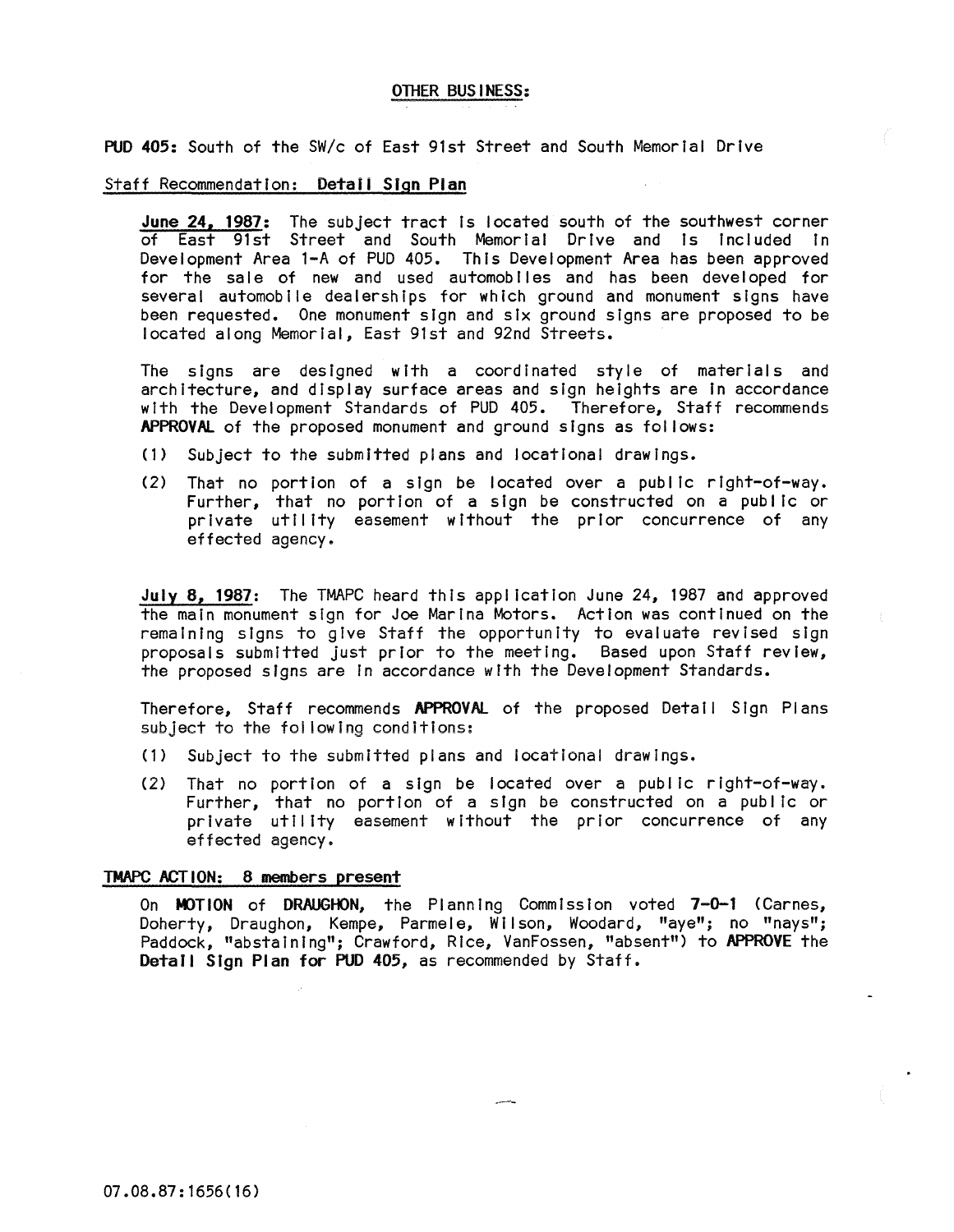## OTHER BUSINESS:

**PUD 405:** South of the SW/c of East 91st Street and South Memorial Drive

Staff Recommendation: **Detail Sign Plan**

**June 24, 1987:** The subject tract is located south of the southwest corner of East 91st Street and South Memorial Drive and is included in Development Area 1-A of PUD 405. This Development Area has been approved for the sale of new and used automobiles and has been developed for several automobile dealerships for which ground and monument signs have been requested. One monument sign and six ground signs are proposed to be located along Memorial, East 91st and 92nd Streets.

The signs are designed with a coordinated style of materials and architecture, and display surface areas and sign heights are in accordance with the Development Standards of PUD 405. Therefore, Staff recommends **APPROVAL** of the proposed monument and ground signs as follows:

(1) Subject to the submitted plans and locational drawings.

(2) That no portion of a sign be located over a public right-of-way. Further, that no portion of a sign be constructed on a public or private utility easement without the prior concurrence of any effected agency.

**July 8, 1987:** The TMAPC heard this application June 24, 1987 and approved the main monument sign for Joe Marina Motors. Action was continued on the remaining signs to give Staff the opportunity to evaluate revised sign proposals submitted just prior to the meeting. Based upon Staff review, the proposed signs are in accordance with the Development Standards.

Therefore, Staff recommends **APPROVAL** of the proposed Detail Sign Plans subject to the following conditions:

(1) Subject to the submitted plans and locational drawings.

(2) That no portion of a sign be located over a public right-of-way. Further, that no portion of a sign be constructed on a public or private utility easement without the prior concurrence of any effected agency.

**TMAPC ACTION: 8 members present**

On **MOTION** of **DRAUGHON**, the Planning Commission voted **7-0-1** (Carnes, Doherty, Draughon, Kempe, Parmele, Wilson, Woodard, "aye"; no "nays"; Paddock, "abstaining"; Crawford, Rice, VanFossen, "absent") to **APPROVE** the **Detail Sign Plan for PUD 405**, as recommended by Staff.

07.08.87:1656(16)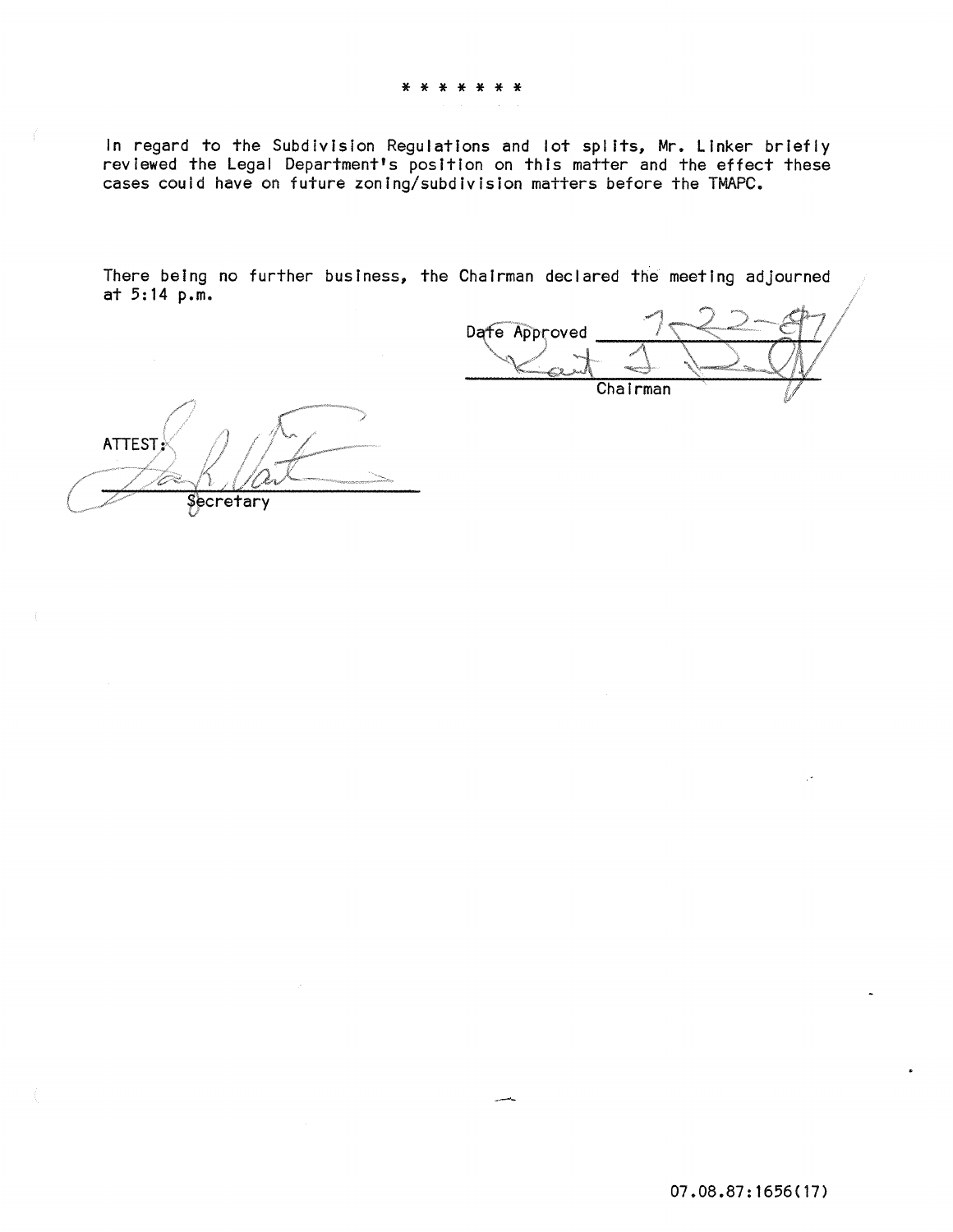\* \* \* \* \* \* \*

In regard to the Subdivision Regulations and lot splits, Mr. Linker briefly reviewed the Legal Department's position on this matter and the effect these cases could have on future zoning/subdivision matters before the TMAPC.

There being no further business, the Chairman declared the meeting adjourned at 5:14 p.m.

Date Approved 7-22-87

Chairman

ATTEST:

Secretary

07.08.87:1656(17)